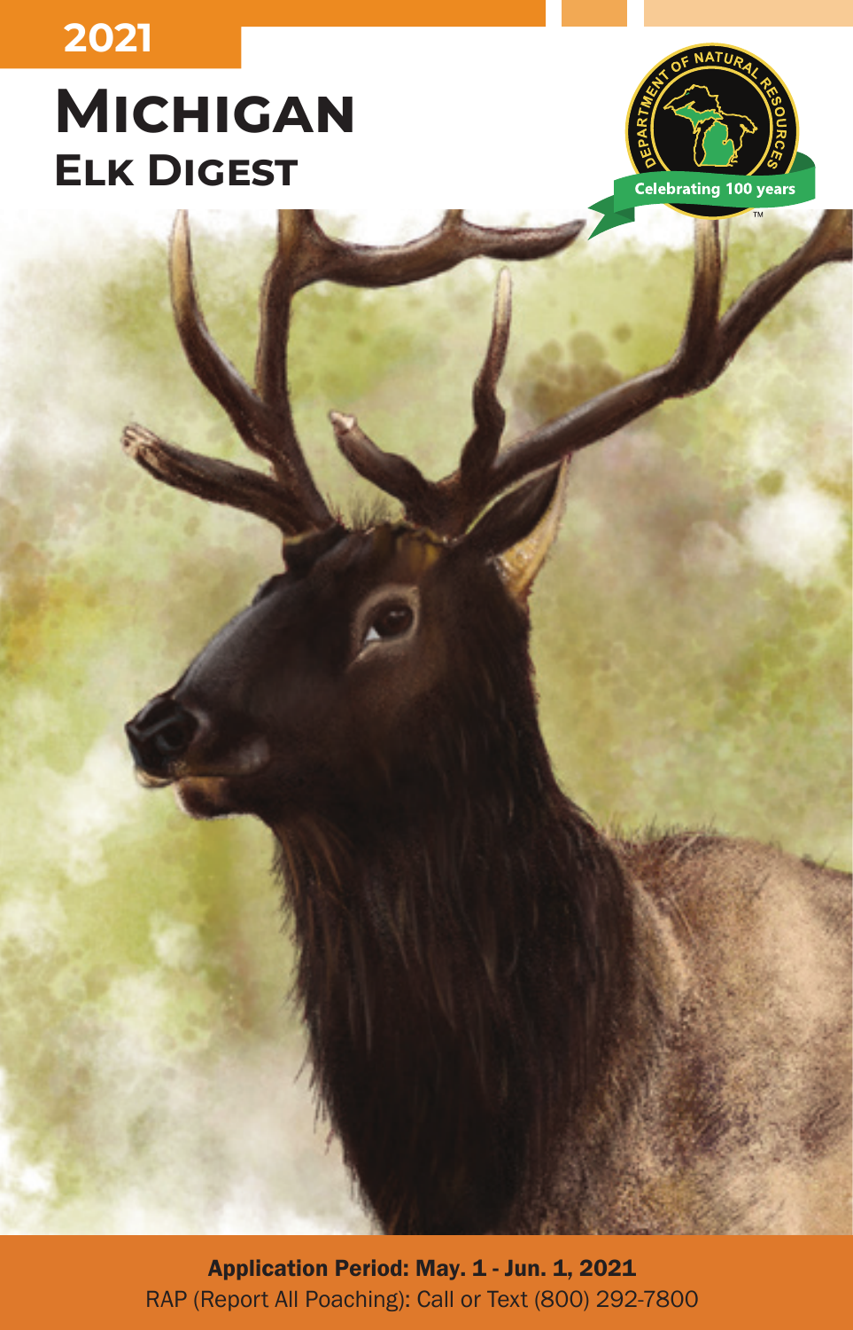2021

# Michigan Elk Digest

Department of Natural Resources — Celebrating 100 years

**Application Period: May. 1 - Jun. 1, 2021**

RAP (Report All Poaching): Call or Text (800) 292-7800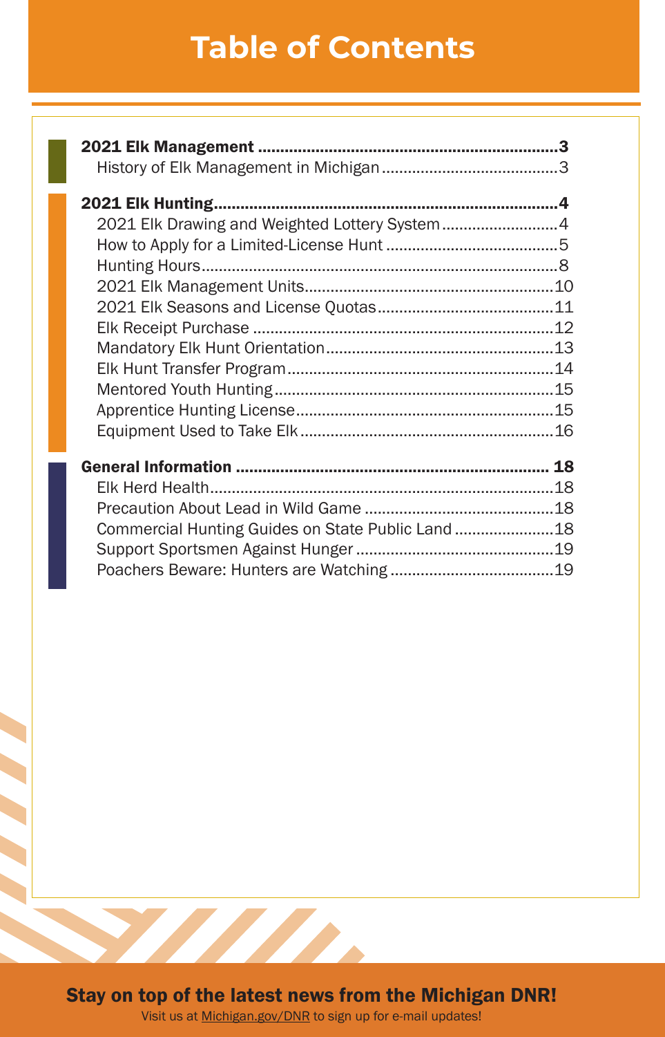# Table of Contents

**2021 Elk Management** ..................................................................... **3**
- History of Elk Management in Michigan ......................................... 3

**2021 Elk Hunting** ............................................................................ **4**
- 2021 Elk Drawing and Weighted Lottery System ........................... 4
- How to Apply for a Limited-License Hunt ........................................ 5
- Hunting Hours ................................................................................. 8
- 2021 Elk Management Units ........................................................... 10
- 2021 Elk Seasons and License Quotas ........................................... 11
- Elk Receipt Purchase ...................................................................... 12
- Mandatory Elk Hunt Orientation ..................................................... 13
- Elk Hunt Transfer Program ............................................................. 14
- Mentored Youth Hunting ................................................................. 15
- Apprentice Hunting License ............................................................ 15
- Equipment Used to Take Elk ........................................................... 16

**General Information** ....................................................................... **18**
- Elk Herd Health ............................................................................... 18
- Precaution About Lead in Wild Game ............................................ 18
- Commercial Hunting Guides on State Public Land ......................... 18
- Support Sportsmen Against Hunger ............................................... 19
- Poachers Beware: Hunters are Watching ....................................... 19

**Stay on top of the latest news from the Michigan DNR!**

Visit us at Michigan.gov/DNR to sign up for e-mail updates!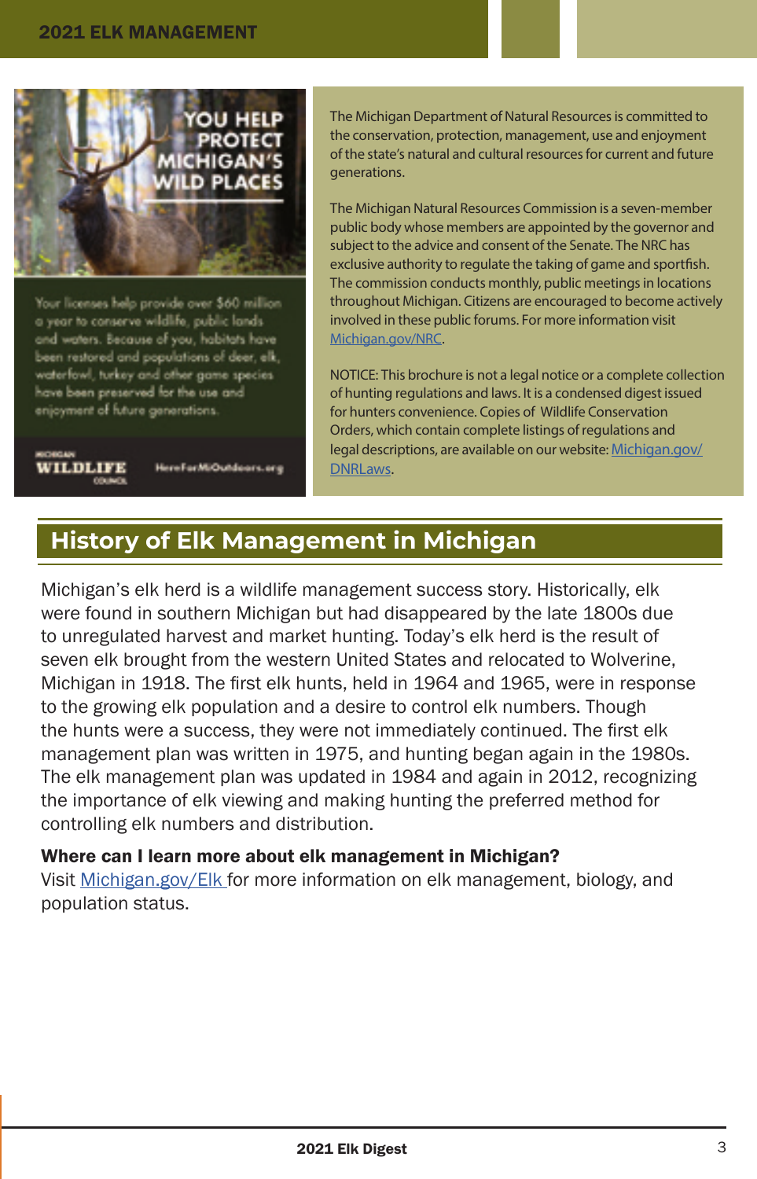YOU HELP PROTECT MICHIGAN'S WILD PLACES

Your licenses help provide over $60 million a year to conserve wildlife, public lands and waters. Because of you, habitats have been restored and populations of deer, elk, waterfowl, turkey and other game species have been preserved for the use and enjoyment of future generations.

MICHIGAN WILDLIFE COUNCIL HereForMiOutdoors.org

The Michigan Department of Natural Resources is committed to the conservation, protection, management, use and enjoyment of the state's natural and cultural resources for current and future generations.

The Michigan Natural Resources Commission is a seven-member public body whose members are appointed by the governor and subject to the advice and consent of the Senate. The NRC has exclusive authority to regulate the taking of game and sportfish. The commission conducts monthly, public meetings in locations throughout Michigan. Citizens are encouraged to become actively involved in these public forums. For more information visit Michigan.gov/NRC.

NOTICE: This brochure is not a legal notice or a complete collection of hunting regulations and laws. It is a condensed digest issued for hunters convenience. Copies of Wildlife Conservation Orders, which contain complete listings of regulations and legal descriptions, are available on our website: Michigan.gov/DNRLaws.

## History of Elk Management in Michigan

Michigan's elk herd is a wildlife management success story. Historically, elk were found in southern Michigan but had disappeared by the late 1800s due to unregulated harvest and market hunting. Today's elk herd is the result of seven elk brought from the western United States and relocated to Wolverine, Michigan in 1918. The first elk hunts, held in 1964 and 1965, were in response to the growing elk population and a desire to control elk numbers. Though the hunts were a success, they were not immediately continued. The first elk management plan was written in 1975, and hunting began again in the 1980s. The elk management plan was updated in 1984 and again in 2012, recognizing the importance of elk viewing and making hunting the preferred method for controlling elk numbers and distribution.

**Where can I learn more about elk management in Michigan?**

Visit Michigan.gov/Elk for more information on elk management, biology, and population status.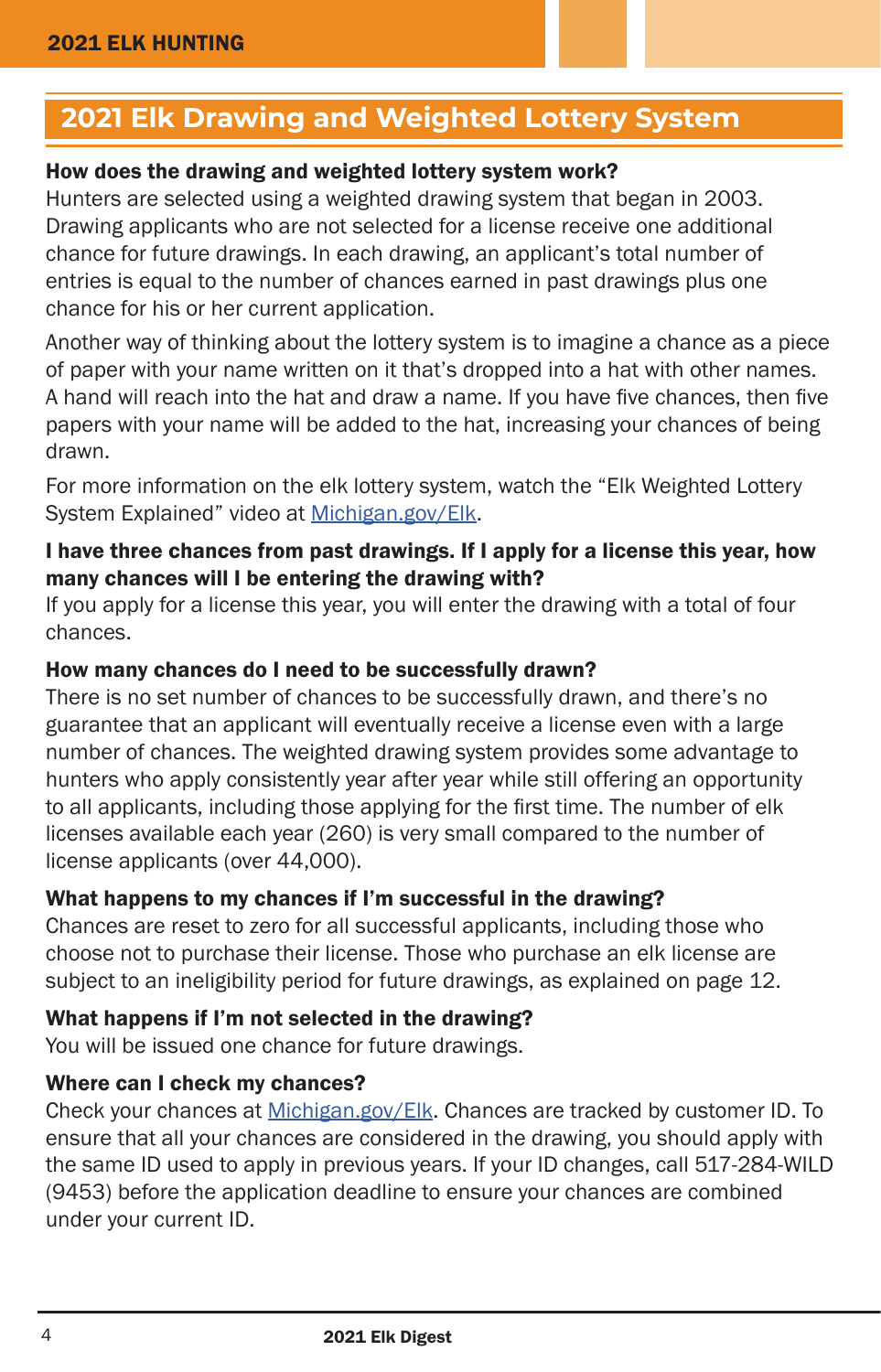## 2021 Elk Drawing and Weighted Lottery System

**How does the drawing and weighted lottery system work?**
Hunters are selected using a weighted drawing system that began in 2003. Drawing applicants who are not selected for a license receive one additional chance for future drawings. In each drawing, an applicant's total number of entries is equal to the number of chances earned in past drawings plus one chance for his or her current application.

Another way of thinking about the lottery system is to imagine a chance as a piece of paper with your name written on it that's dropped into a hat with other names. A hand will reach into the hat and draw a name. If you have five chances, then five papers with your name will be added to the hat, increasing your chances of being drawn.

For more information on the elk lottery system, watch the "Elk Weighted Lottery System Explained" video at Michigan.gov/Elk.

**I have three chances from past drawings. If I apply for a license this year, how many chances will I be entering the drawing with?**
If you apply for a license this year, you will enter the drawing with a total of four chances.

**How many chances do I need to be successfully drawn?**
There is no set number of chances to be successfully drawn, and there's no guarantee that an applicant will eventually receive a license even with a large number of chances. The weighted drawing system provides some advantage to hunters who apply consistently year after year while still offering an opportunity to all applicants, including those applying for the first time. The number of elk licenses available each year (260) is very small compared to the number of license applicants (over 44,000).

**What happens to my chances if I'm successful in the drawing?**
Chances are reset to zero for all successful applicants, including those who choose not to purchase their license. Those who purchase an elk license are subject to an ineligibility period for future drawings, as explained on page 12.

**What happens if I'm not selected in the drawing?**
You will be issued one chance for future drawings.

**Where can I check my chances?**
Check your chances at Michigan.gov/Elk. Chances are tracked by customer ID. To ensure that all your chances are considered in the drawing, you should apply with the same ID used to apply in previous years. If your ID changes, call 517-284-WILD (9453) before the application deadline to ensure your chances are combined under your current ID.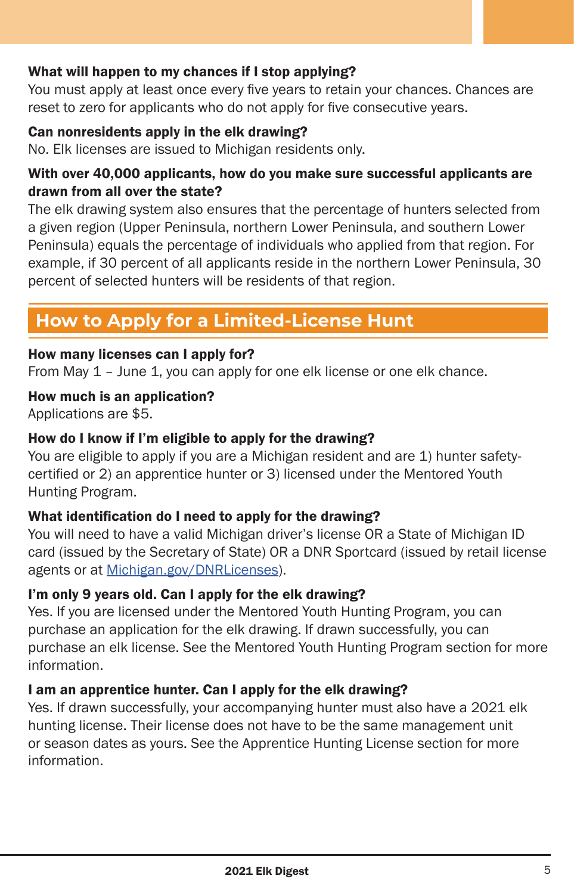**What will happen to my chances if I stop applying?**
You must apply at least once every five years to retain your chances. Chances are reset to zero for applicants who do not apply for five consecutive years.

**Can nonresidents apply in the elk drawing?**
No. Elk licenses are issued to Michigan residents only.

**With over 40,000 applicants, how do you make sure successful applicants are drawn from all over the state?**
The elk drawing system also ensures that the percentage of hunters selected from a given region (Upper Peninsula, northern Lower Peninsula, and southern Lower Peninsula) equals the percentage of individuals who applied from that region. For example, if 30 percent of all applicants reside in the northern Lower Peninsula, 30 percent of selected hunters will be residents of that region.

## How to Apply for a Limited-License Hunt

**How many licenses can I apply for?**
From May 1 – June 1, you can apply for one elk license or one elk chance.

**How much is an application?**
Applications are $5.

**How do I know if I'm eligible to apply for the drawing?**
You are eligible to apply if you are a Michigan resident and are 1) hunter safety-certified or 2) an apprentice hunter or 3) licensed under the Mentored Youth Hunting Program.

**What identification do I need to apply for the drawing?**
You will need to have a valid Michigan driver's license OR a State of Michigan ID card (issued by the Secretary of State) OR a DNR Sportcard (issued by retail license agents or at Michigan.gov/DNRLicenses).

**I'm only 9 years old. Can I apply for the elk drawing?**
Yes. If you are licensed under the Mentored Youth Hunting Program, you can purchase an application for the elk drawing. If drawn successfully, you can purchase an elk license. See the Mentored Youth Hunting Program section for more information.

**I am an apprentice hunter. Can I apply for the elk drawing?**
Yes. If drawn successfully, your accompanying hunter must also have a 2021 elk hunting license. Their license does not have to be the same management unit or season dates as yours. See the Apprentice Hunting License section for more information.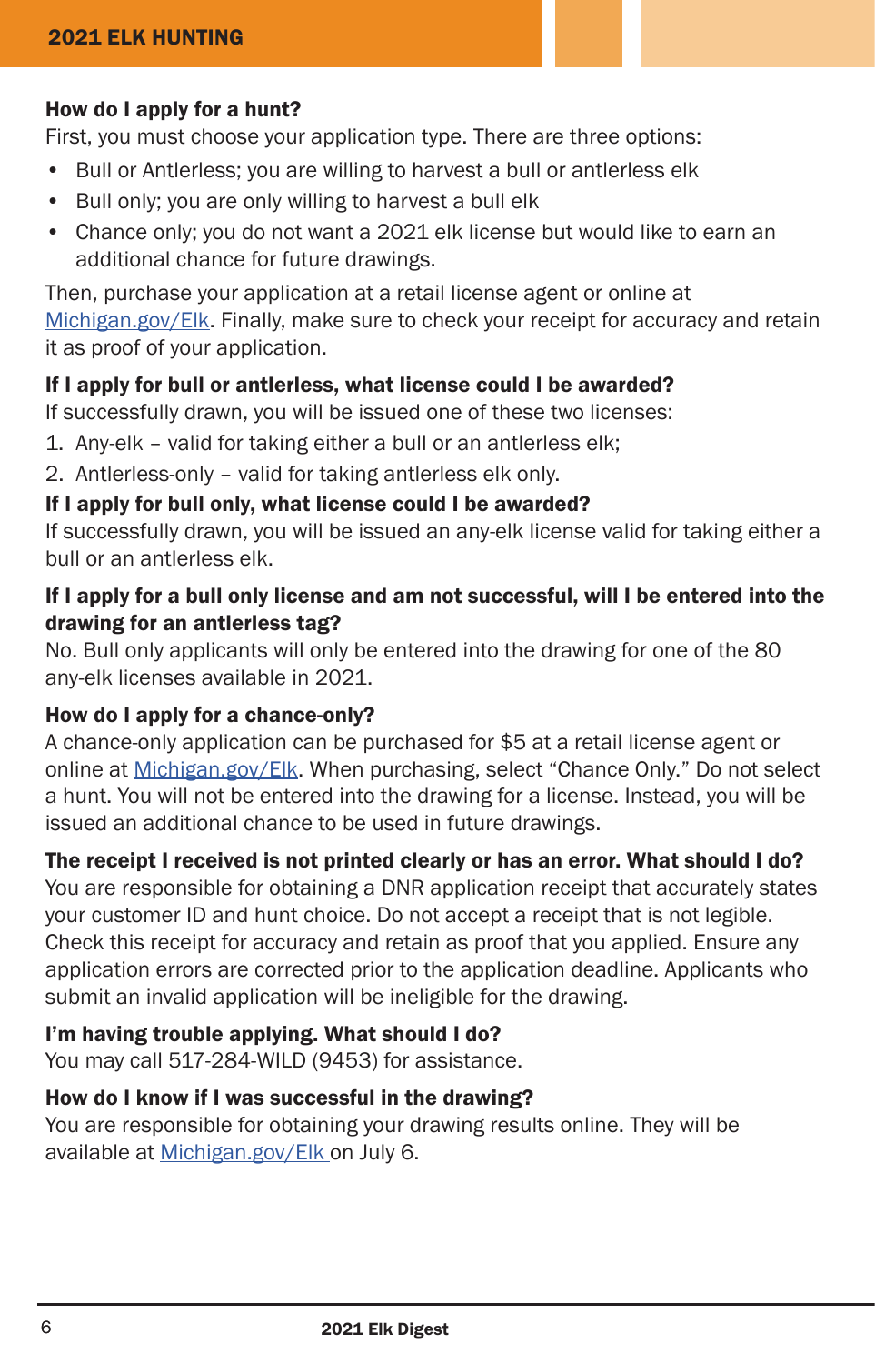### How do I apply for a hunt?

First, you must choose your application type. There are three options:

- Bull or Antlerless; you are willing to harvest a bull or antlerless elk
- Bull only; you are only willing to harvest a bull elk
- Chance only; you do not want a 2021 elk license but would like to earn an additional chance for future drawings.

Then, purchase your application at a retail license agent or online at Michigan.gov/Elk. Finally, make sure to check your receipt for accuracy and retain it as proof of your application.

### If I apply for bull or antlerless, what license could I be awarded?

If successfully drawn, you will be issued one of these two licenses:

1. Any-elk – valid for taking either a bull or an antlerless elk;
2. Antlerless-only – valid for taking antlerless elk only.

### If I apply for bull only, what license could I be awarded?

If successfully drawn, you will be issued an any-elk license valid for taking either a bull or an antlerless elk.

### If I apply for a bull only license and am not successful, will I be entered into the drawing for an antlerless tag?

No. Bull only applicants will only be entered into the drawing for one of the 80 any-elk licenses available in 2021.

### How do I apply for a chance-only?

A chance-only application can be purchased for $5 at a retail license agent or online at Michigan.gov/Elk. When purchasing, select "Chance Only." Do not select a hunt. You will not be entered into the drawing for a license. Instead, you will be issued an additional chance to be used in future drawings.

### The receipt I received is not printed clearly or has an error. What should I do?

You are responsible for obtaining a DNR application receipt that accurately states your customer ID and hunt choice. Do not accept a receipt that is not legible. Check this receipt for accuracy and retain as proof that you applied. Ensure any application errors are corrected prior to the application deadline. Applicants who submit an invalid application will be ineligible for the drawing.

### I'm having trouble applying. What should I do?

You may call 517-284-WILD (9453) for assistance.

### How do I know if I was successful in the drawing?

You are responsible for obtaining your drawing results online. They will be available at Michigan.gov/Elk on July 6.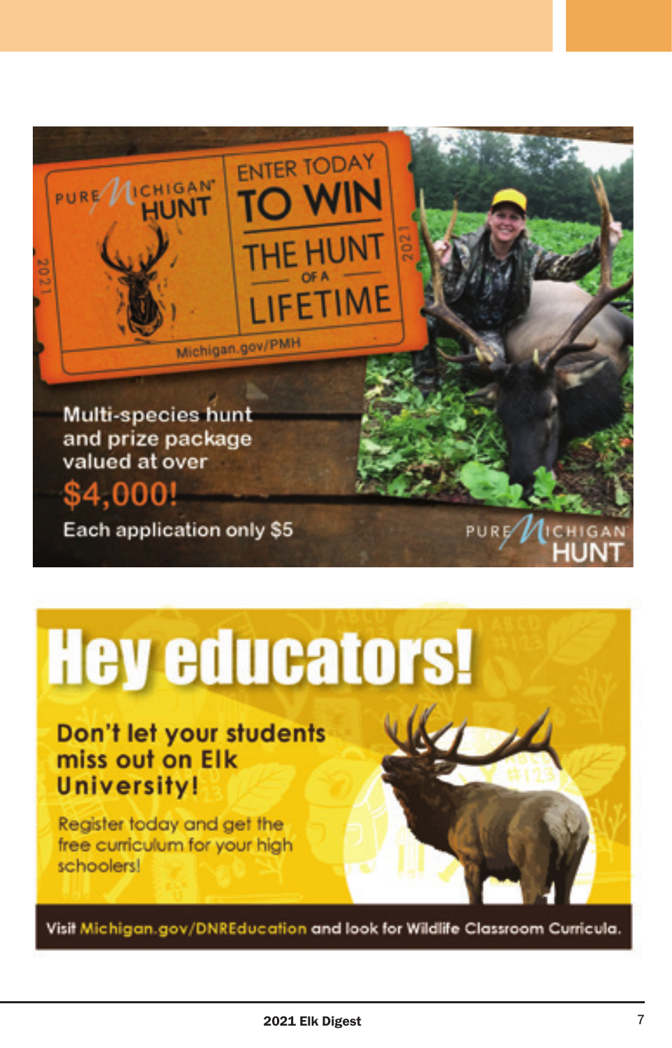PURE MICHIGAN HUNT

2021

ENTER TODAY TO WIN THE HUNT OF A LIFETIME

Michigan.gov/PMH

Multi-species hunt and prize package valued at over **$4,000!**

Each application only $5

PURE MICHIGAN HUNT

# Hey educators!

**Don't let your students miss out on Elk University!**

Register today and get the free curriculum for your high schoolers!

Visit Michigan.gov/DNREducation and look for Wildlife Classroom Curricula.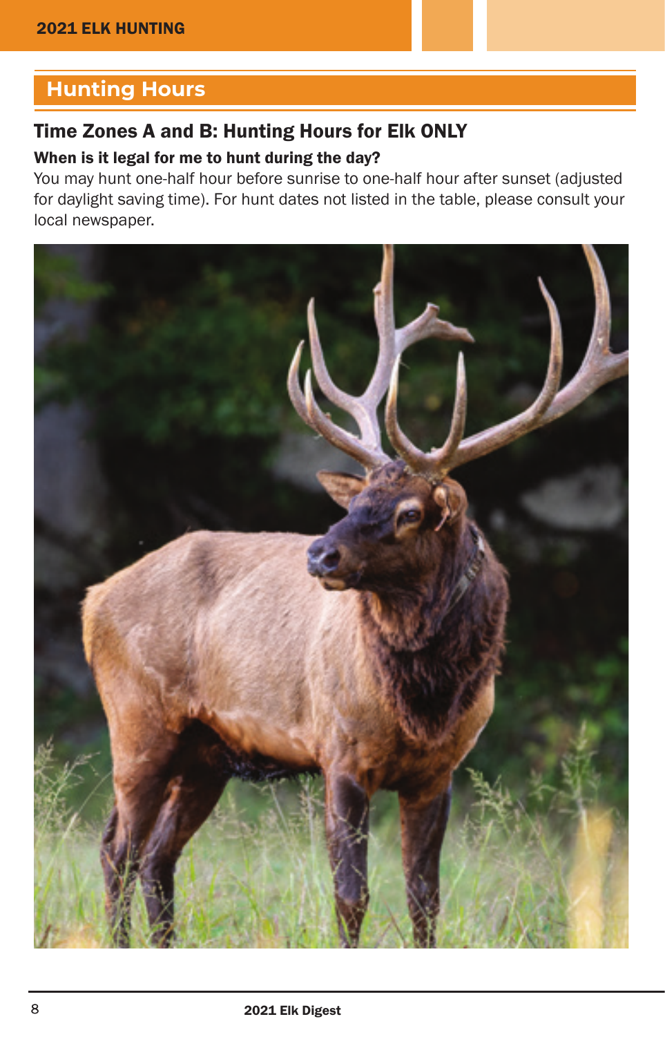## Hunting Hours

### Time Zones A and B: Hunting Hours for Elk ONLY

**When is it legal for me to hunt during the day?**

You may hunt one-half hour before sunrise to one-half hour after sunset (adjusted for daylight saving time). For hunt dates not listed in the table, please consult your local newspaper.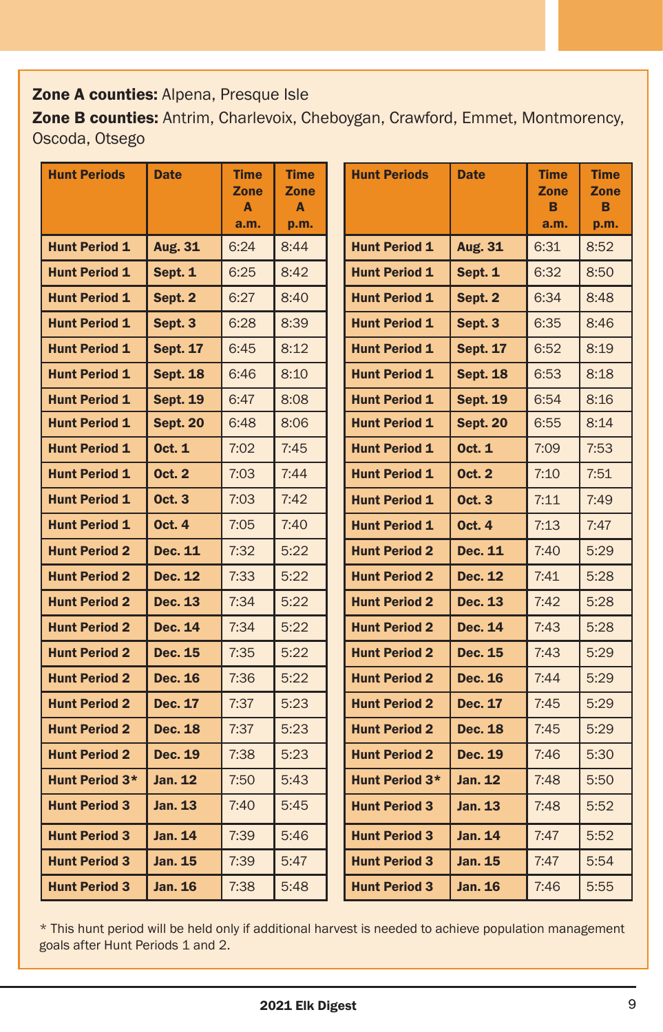**Zone A counties:** Alpena, Presque Isle

**Zone B counties:** Antrim, Charlevoix, Cheboygan, Crawford, Emmet, Montmorency, Oscoda, Otsego

| Hunt Periods | Date | Time Zone A a.m. | Time Zone A p.m. |
|---|---|---|---|
| **Hunt Period 1** | **Aug. 31** | 6:24 | 8:44 |
| **Hunt Period 1** | **Sept. 1** | 6:25 | 8:42 |
| **Hunt Period 1** | **Sept. 2** | 6:27 | 8:40 |
| **Hunt Period 1** | **Sept. 3** | 6:28 | 8:39 |
| **Hunt Period 1** | **Sept. 17** | 6:45 | 8:12 |
| **Hunt Period 1** | **Sept. 18** | 6:46 | 8:10 |
| **Hunt Period 1** | **Sept. 19** | 6:47 | 8:08 |
| **Hunt Period 1** | **Sept. 20** | 6:48 | 8:06 |
| **Hunt Period 1** | **Oct. 1** | 7:02 | 7:45 |
| **Hunt Period 1** | **Oct. 2** | 7:03 | 7:44 |
| **Hunt Period 1** | **Oct. 3** | 7:03 | 7:42 |
| **Hunt Period 1** | **Oct. 4** | 7:05 | 7:40 |
| **Hunt Period 2** | **Dec. 11** | 7:32 | 5:22 |
| **Hunt Period 2** | **Dec. 12** | 7:33 | 5:22 |
| **Hunt Period 2** | **Dec. 13** | 7:34 | 5:22 |
| **Hunt Period 2** | **Dec. 14** | 7:34 | 5:22 |
| **Hunt Period 2** | **Dec. 15** | 7:35 | 5:22 |
| **Hunt Period 2** | **Dec. 16** | 7:36 | 5:22 |
| **Hunt Period 2** | **Dec. 17** | 7:37 | 5:23 |
| **Hunt Period 2** | **Dec. 18** | 7:37 | 5:23 |
| **Hunt Period 2** | **Dec. 19** | 7:38 | 5:23 |
| **Hunt Period 3*** | **Jan. 12** | 7:50 | 5:43 |
| **Hunt Period 3** | **Jan. 13** | 7:40 | 5:45 |
| **Hunt Period 3** | **Jan. 14** | 7:39 | 5:46 |
| **Hunt Period 3** | **Jan. 15** | 7:39 | 5:47 |
| **Hunt Period 3** | **Jan. 16** | 7:38 | 5:48 |

| Hunt Periods | Date | Time Zone B a.m. | Time Zone B p.m. |
|---|---|---|---|
| **Hunt Period 1** | **Aug. 31** | 6:31 | 8:52 |
| **Hunt Period 1** | **Sept. 1** | 6:32 | 8:50 |
| **Hunt Period 1** | **Sept. 2** | 6:34 | 8:48 |
| **Hunt Period 1** | **Sept. 3** | 6:35 | 8:46 |
| **Hunt Period 1** | **Sept. 17** | 6:52 | 8:19 |
| **Hunt Period 1** | **Sept. 18** | 6:53 | 8:18 |
| **Hunt Period 1** | **Sept. 19** | 6:54 | 8:16 |
| **Hunt Period 1** | **Sept. 20** | 6:55 | 8:14 |
| **Hunt Period 1** | **Oct. 1** | 7:09 | 7:53 |
| **Hunt Period 1** | **Oct. 2** | 7:10 | 7:51 |
| **Hunt Period 1** | **Oct. 3** | 7:11 | 7:49 |
| **Hunt Period 1** | **Oct. 4** | 7:13 | 7:47 |
| **Hunt Period 2** | **Dec. 11** | 7:40 | 5:29 |
| **Hunt Period 2** | **Dec. 12** | 7:41 | 5:28 |
| **Hunt Period 2** | **Dec. 13** | 7:42 | 5:28 |
| **Hunt Period 2** | **Dec. 14** | 7:43 | 5:28 |
| **Hunt Period 2** | **Dec. 15** | 7:43 | 5:29 |
| **Hunt Period 2** | **Dec. 16** | 7:44 | 5:29 |
| **Hunt Period 2** | **Dec. 17** | 7:45 | 5:29 |
| **Hunt Period 2** | **Dec. 18** | 7:45 | 5:29 |
| **Hunt Period 2** | **Dec. 19** | 7:46 | 5:30 |
| **Hunt Period 3*** | **Jan. 12** | 7:48 | 5:50 |
| **Hunt Period 3** | **Jan. 13** | 7:48 | 5:52 |
| **Hunt Period 3** | **Jan. 14** | 7:47 | 5:52 |
| **Hunt Period 3** | **Jan. 15** | 7:47 | 5:54 |
| **Hunt Period 3** | **Jan. 16** | 7:46 | 5:55 |

* This hunt period will be held only if additional harvest is needed to achieve population management goals after Hunt Periods 1 and 2.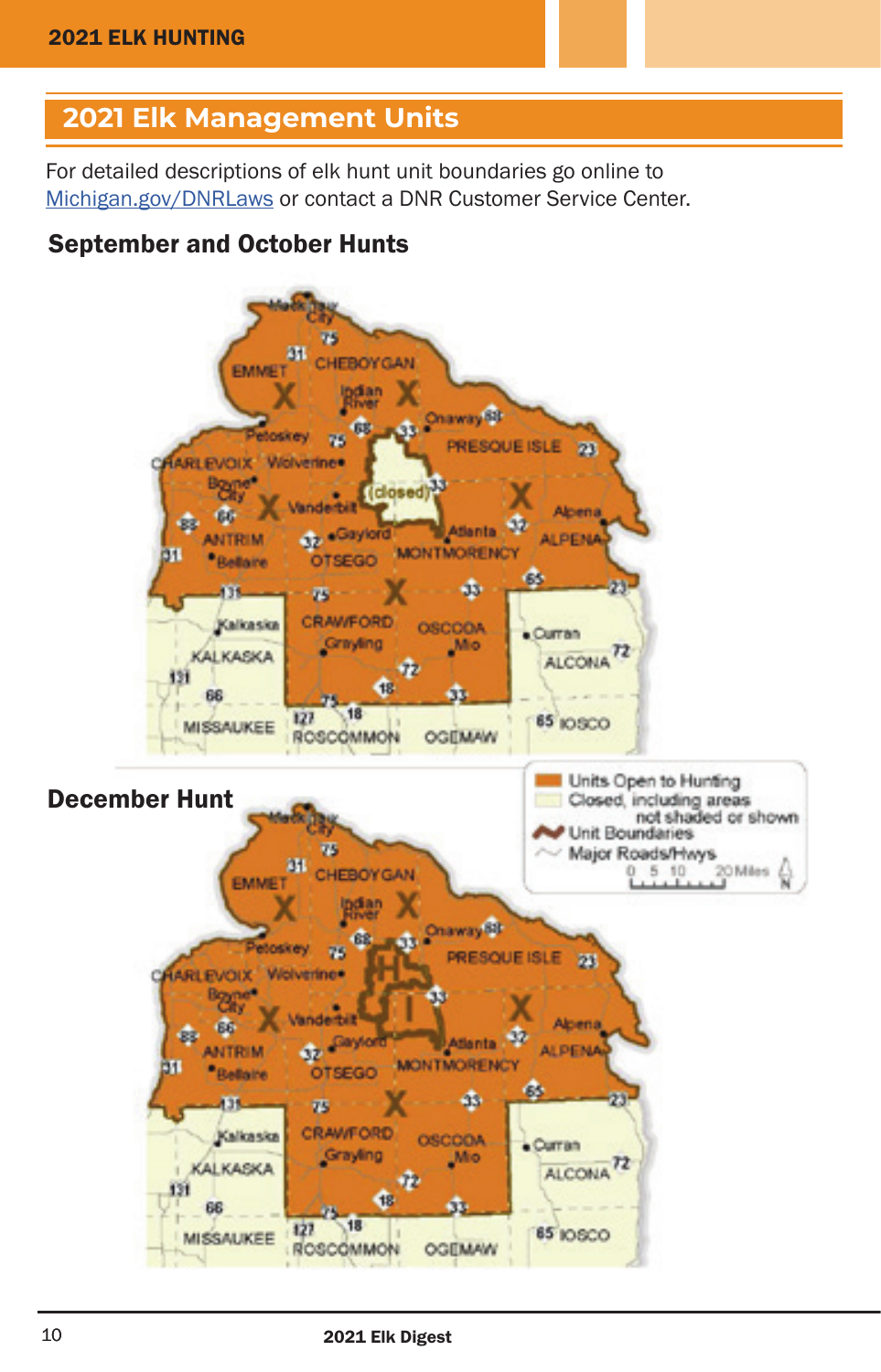## 2021 Elk Management Units

For detailed descriptions of elk hunt unit boundaries go online to Michigan.gov/DNRLaws or contact a DNR Customer Service Center.

### September and October Hunts

### December Hunt

Units Open to Hunting

Closed, including areas not shaded or shown

Unit Boundaries

Major Roads/Hwys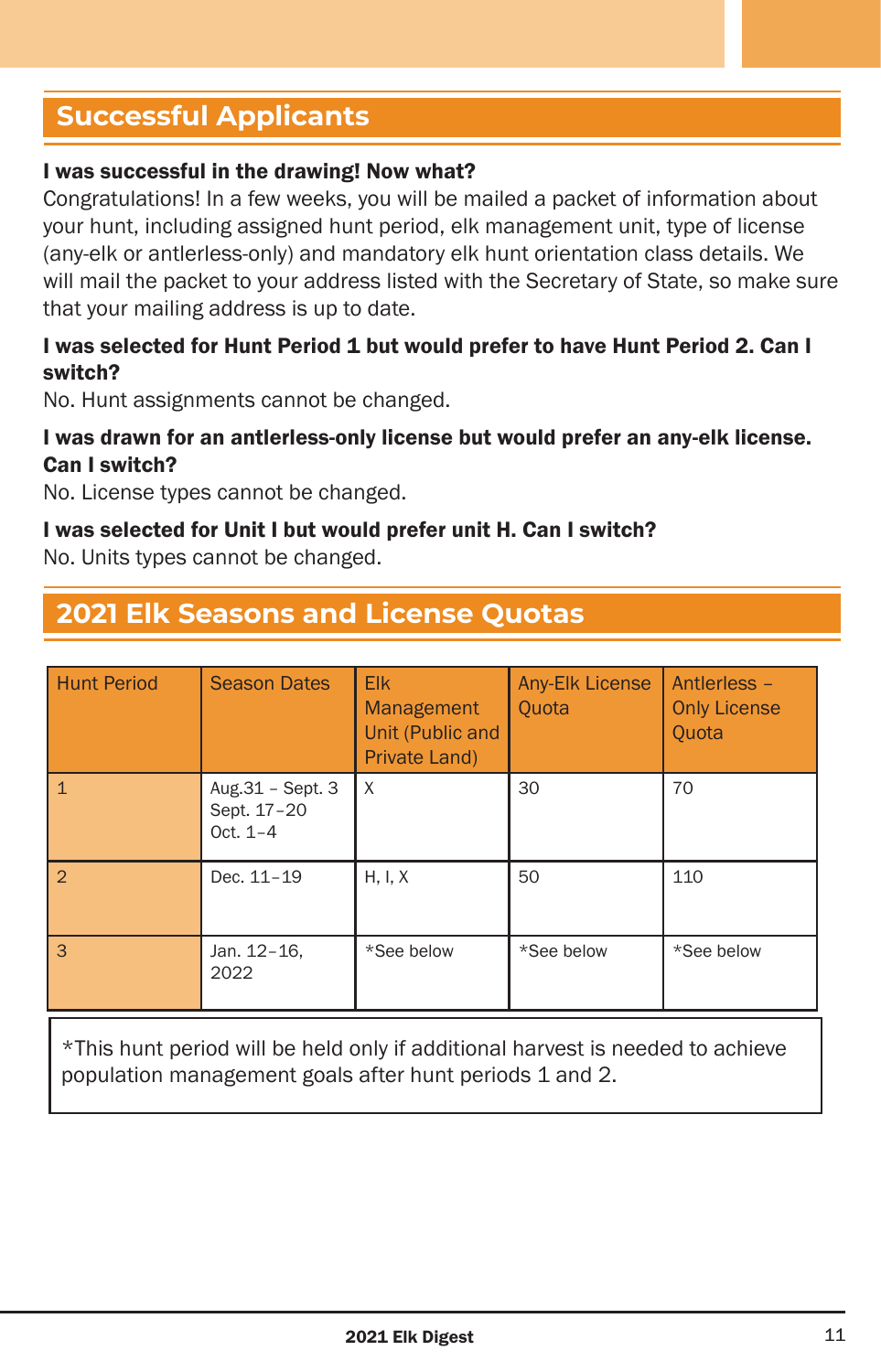## Successful Applicants

**I was successful in the drawing! Now what?**
Congratulations! In a few weeks, you will be mailed a packet of information about your hunt, including assigned hunt period, elk management unit, type of license (any-elk or antlerless-only) and mandatory elk hunt orientation class details. We will mail the packet to your address listed with the Secretary of State, so make sure that your mailing address is up to date.

**I was selected for Hunt Period 1 but would prefer to have Hunt Period 2. Can I switch?**
No. Hunt assignments cannot be changed.

**I was drawn for an antlerless-only license but would prefer an any-elk license. Can I switch?**
No. License types cannot be changed.

**I was selected for Unit I but would prefer unit H. Can I switch?**
No. Units types cannot be changed.

## 2021 Elk Seasons and License Quotas

| Hunt Period | Season Dates | Elk Management Unit (Public and Private Land) | Any-Elk License Quota | Antlerless – Only License Quota |
|---|---|---|---|---|
| 1 | Aug.31 – Sept. 3<br>Sept. 17–20<br>Oct. 1–4 | X | 30 | 70 |
| 2 | Dec. 11–19 | H, I, X | 50 | 110 |
| 3 | Jan. 12–16, 2022 | *See below | *See below | *See below |

*This hunt period will be held only if additional harvest is needed to achieve population management goals after hunt periods 1 and 2.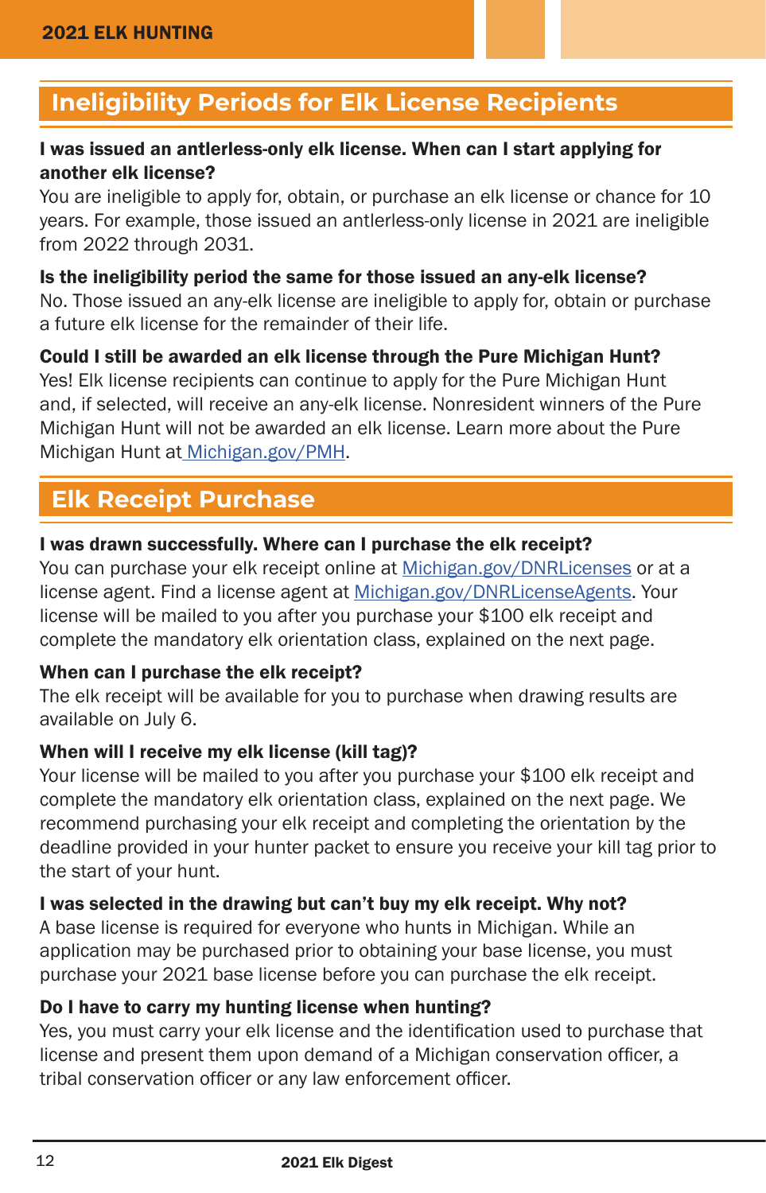## Ineligibility Periods for Elk License Recipients

**I was issued an antlerless-only elk license. When can I start applying for another elk license?**

You are ineligible to apply for, obtain, or purchase an elk license or chance for 10 years. For example, those issued an antlerless-only license in 2021 are ineligible from 2022 through 2031.

**Is the ineligibility period the same for those issued an any-elk license?**

No. Those issued an any-elk license are ineligible to apply for, obtain or purchase a future elk license for the remainder of their life.

**Could I still be awarded an elk license through the Pure Michigan Hunt?**

Yes! Elk license recipients can continue to apply for the Pure Michigan Hunt and, if selected, will receive an any-elk license. Nonresident winners of the Pure Michigan Hunt will not be awarded an elk license. Learn more about the Pure Michigan Hunt at Michigan.gov/PMH.

## Elk Receipt Purchase

**I was drawn successfully. Where can I purchase the elk receipt?**

You can purchase your elk receipt online at Michigan.gov/DNRLicenses or at a license agent. Find a license agent at Michigan.gov/DNRLicenseAgents. Your license will be mailed to you after you purchase your $100 elk receipt and complete the mandatory elk orientation class, explained on the next page.

**When can I purchase the elk receipt?**

The elk receipt will be available for you to purchase when drawing results are available on July 6.

**When will I receive my elk license (kill tag)?**

Your license will be mailed to you after you purchase your $100 elk receipt and complete the mandatory elk orientation class, explained on the next page. We recommend purchasing your elk receipt and completing the orientation by the deadline provided in your hunter packet to ensure you receive your kill tag prior to the start of your hunt.

**I was selected in the drawing but can't buy my elk receipt. Why not?**

A base license is required for everyone who hunts in Michigan. While an application may be purchased prior to obtaining your base license, you must purchase your 2021 base license before you can purchase the elk receipt.

**Do I have to carry my hunting license when hunting?**

Yes, you must carry your elk license and the identification used to purchase that license and present them upon demand of a Michigan conservation officer, a tribal conservation officer or any law enforcement officer.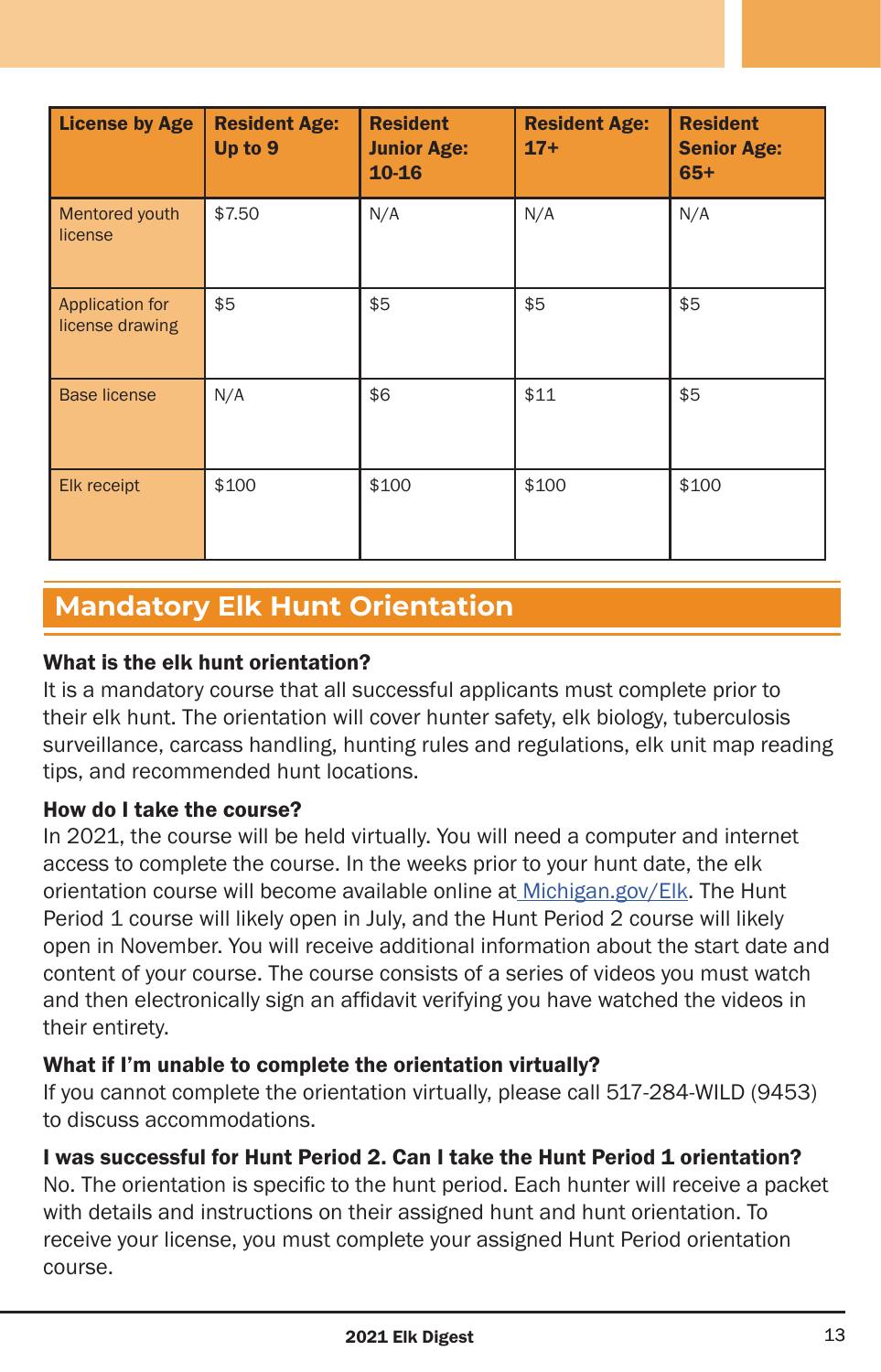| License by Age | Resident Age: Up to 9 | Resident Junior Age: 10-16 | Resident Age: 17+ | Resident Senior Age: 65+ |
|---|---|---|---|---|
| Mentored youth license | $7.50 | N/A | N/A | N/A |
| Application for license drawing | $5 | $5 | $5 | $5 |
| Base license | N/A | $6 | $11 | $5 |
| Elk receipt | $100 | $100 | $100 | $100 |

## Mandatory Elk Hunt Orientation

**What is the elk hunt orientation?**
It is a mandatory course that all successful applicants must complete prior to their elk hunt. The orientation will cover hunter safety, elk biology, tuberculosis surveillance, carcass handling, hunting rules and regulations, elk unit map reading tips, and recommended hunt locations.

**How do I take the course?**
In 2021, the course will be held virtually. You will need a computer and internet access to complete the course. In the weeks prior to your hunt date, the elk orientation course will become available online at Michigan.gov/Elk. The Hunt Period 1 course will likely open in July, and the Hunt Period 2 course will likely open in November. You will receive additional information about the start date and content of your course. The course consists of a series of videos you must watch and then electronically sign an affidavit verifying you have watched the videos in their entirety.

**What if I'm unable to complete the orientation virtually?**
If you cannot complete the orientation virtually, please call 517-284-WILD (9453) to discuss accommodations.

**I was successful for Hunt Period 2. Can I take the Hunt Period 1 orientation?**
No. The orientation is specific to the hunt period. Each hunter will receive a packet with details and instructions on their assigned hunt and hunt orientation. To receive your license, you must complete your assigned Hunt Period orientation course.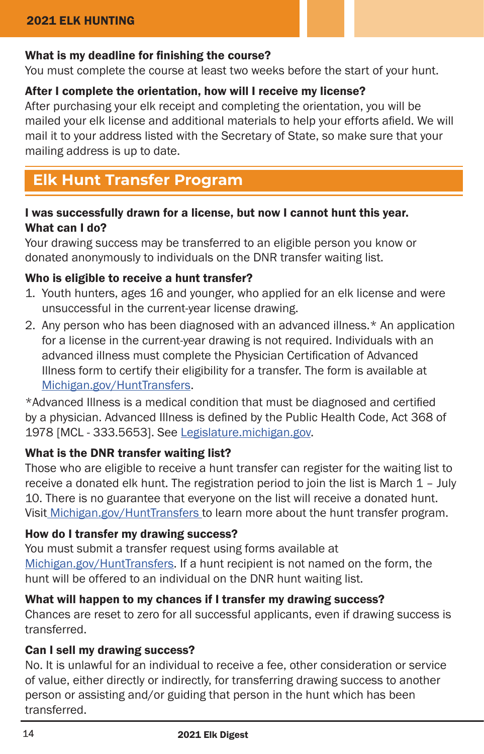**What is my deadline for finishing the course?**
You must complete the course at least two weeks before the start of your hunt.

**After I complete the orientation, how will I receive my license?**
After purchasing your elk receipt and completing the orientation, you will be mailed your elk license and additional materials to help your efforts afield. We will mail it to your address listed with the Secretary of State, so make sure that your mailing address is up to date.

## Elk Hunt Transfer Program

**I was successfully drawn for a license, but now I cannot hunt this year. What can I do?**
Your drawing success may be transferred to an eligible person you know or donated anonymously to individuals on the DNR transfer waiting list.

**Who is eligible to receive a hunt transfer?**

1. Youth hunters, ages 16 and younger, who applied for an elk license and were unsuccessful in the current-year license drawing.
2. Any person who has been diagnosed with an advanced illness.* An application for a license in the current-year drawing is not required. Individuals with an advanced illness must complete the Physician Certification of Advanced Illness form to certify their eligibility for a transfer. The form is available at Michigan.gov/HuntTransfers.

*Advanced Illness is a medical condition that must be diagnosed and certified by a physician. Advanced Illness is defined by the Public Health Code, Act 368 of 1978 [MCL - 333.5653]. See Legislature.michigan.gov.

**What is the DNR transfer waiting list?**
Those who are eligible to receive a hunt transfer can register for the waiting list to receive a donated elk hunt. The registration period to join the list is March 1 – July 10. There is no guarantee that everyone on the list will receive a donated hunt. Visit Michigan.gov/HuntTransfers to learn more about the hunt transfer program.

**How do I transfer my drawing success?**
You must submit a transfer request using forms available at Michigan.gov/HuntTransfers. If a hunt recipient is not named on the form, the hunt will be offered to an individual on the DNR hunt waiting list.

**What will happen to my chances if I transfer my drawing success?**
Chances are reset to zero for all successful applicants, even if drawing success is transferred.

**Can I sell my drawing success?**
No. It is unlawful for an individual to receive a fee, other consideration or service of value, either directly or indirectly, for transferring drawing success to another person or assisting and/or guiding that person in the hunt which has been transferred.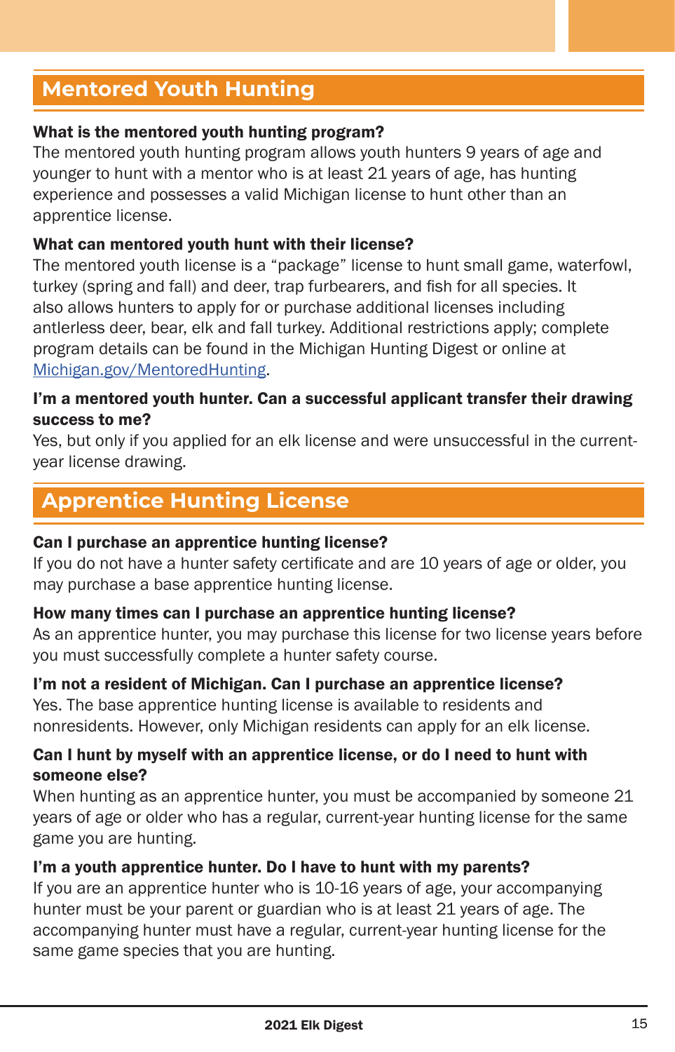## Mentored Youth Hunting

**What is the mentored youth hunting program?**
The mentored youth hunting program allows youth hunters 9 years of age and younger to hunt with a mentor who is at least 21 years of age, has hunting experience and possesses a valid Michigan license to hunt other than an apprentice license.

**What can mentored youth hunt with their license?**
The mentored youth license is a "package" license to hunt small game, waterfowl, turkey (spring and fall) and deer, trap furbearers, and fish for all species. It also allows hunters to apply for or purchase additional licenses including antlerless deer, bear, elk and fall turkey. Additional restrictions apply; complete program details can be found in the Michigan Hunting Digest or online at Michigan.gov/MentoredHunting.

**I'm a mentored youth hunter. Can a successful applicant transfer their drawing success to me?**
Yes, but only if you applied for an elk license and were unsuccessful in the current-year license drawing.

## Apprentice Hunting License

**Can I purchase an apprentice hunting license?**
If you do not have a hunter safety certificate and are 10 years of age or older, you may purchase a base apprentice hunting license.

**How many times can I purchase an apprentice hunting license?**
As an apprentice hunter, you may purchase this license for two license years before you must successfully complete a hunter safety course.

**I'm not a resident of Michigan. Can I purchase an apprentice license?**
Yes. The base apprentice hunting license is available to residents and nonresidents. However, only Michigan residents can apply for an elk license.

**Can I hunt by myself with an apprentice license, or do I need to hunt with someone else?**
When hunting as an apprentice hunter, you must be accompanied by someone 21 years of age or older who has a regular, current-year hunting license for the same game you are hunting.

**I'm a youth apprentice hunter. Do I have to hunt with my parents?**
If you are an apprentice hunter who is 10-16 years of age, your accompanying hunter must be your parent or guardian who is at least 21 years of age. The accompanying hunter must have a regular, current-year hunting license for the same game species that you are hunting.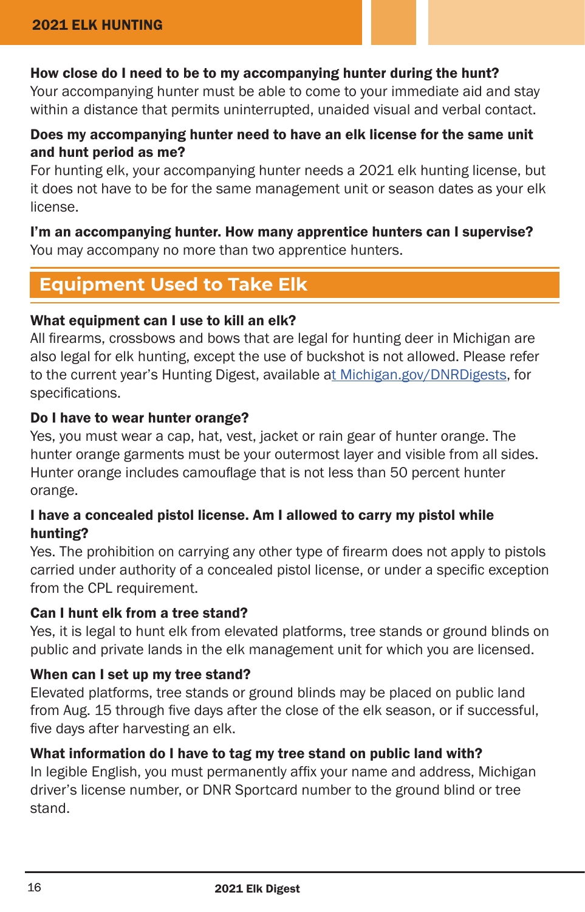**How close do I need to be to my accompanying hunter during the hunt?**
Your accompanying hunter must be able to come to your immediate aid and stay within a distance that permits uninterrupted, unaided visual and verbal contact.

**Does my accompanying hunter need to have an elk license for the same unit and hunt period as me?**
For hunting elk, your accompanying hunter needs a 2021 elk hunting license, but it does not have to be for the same management unit or season dates as your elk license.

**I'm an accompanying hunter. How many apprentice hunters can I supervise?**
You may accompany no more than two apprentice hunters.

## Equipment Used to Take Elk

**What equipment can I use to kill an elk?**
All firearms, crossbows and bows that are legal for hunting deer in Michigan are also legal for elk hunting, except the use of buckshot is not allowed. Please refer to the current year's Hunting Digest, available at Michigan.gov/DNRDigests, for specifications.

**Do I have to wear hunter orange?**
Yes, you must wear a cap, hat, vest, jacket or rain gear of hunter orange. The hunter orange garments must be your outermost layer and visible from all sides. Hunter orange includes camouflage that is not less than 50 percent hunter orange.

**I have a concealed pistol license. Am I allowed to carry my pistol while hunting?**
Yes. The prohibition on carrying any other type of firearm does not apply to pistols carried under authority of a concealed pistol license, or under a specific exception from the CPL requirement.

**Can I hunt elk from a tree stand?**
Yes, it is legal to hunt elk from elevated platforms, tree stands or ground blinds on public and private lands in the elk management unit for which you are licensed.

**When can I set up my tree stand?**
Elevated platforms, tree stands or ground blinds may be placed on public land from Aug. 15 through five days after the close of the elk season, or if successful, five days after harvesting an elk.

**What information do I have to tag my tree stand on public land with?**
In legible English, you must permanently affix your name and address, Michigan driver's license number, or DNR Sportcard number to the ground blind or tree stand.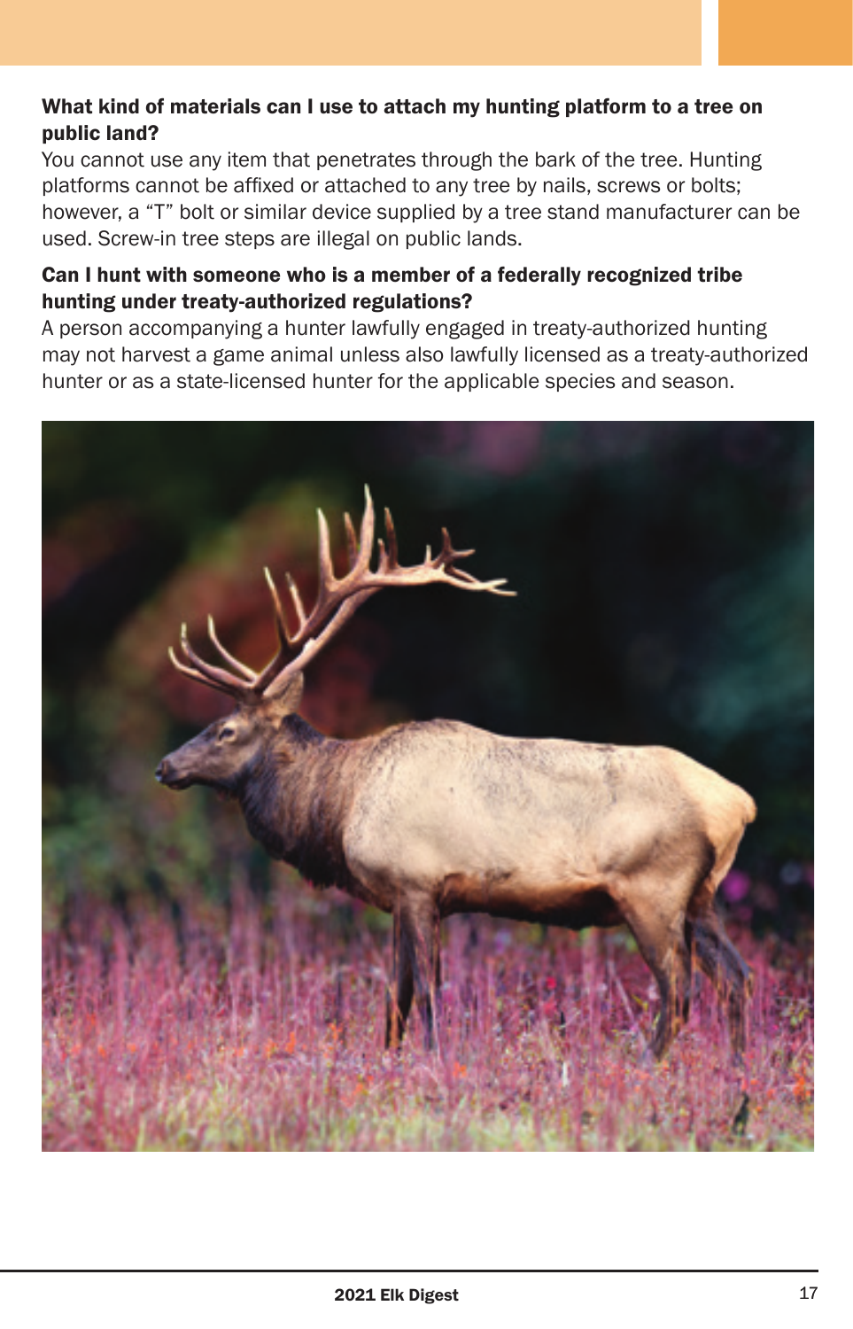**What kind of materials can I use to attach my hunting platform to a tree on public land?**
You cannot use any item that penetrates through the bark of the tree. Hunting platforms cannot be affixed or attached to any tree by nails, screws or bolts; however, a "T" bolt or similar device supplied by a tree stand manufacturer can be used. Screw-in tree steps are illegal on public lands.

**Can I hunt with someone who is a member of a federally recognized tribe hunting under treaty-authorized regulations?**
A person accompanying a hunter lawfully engaged in treaty-authorized hunting may not harvest a game animal unless also lawfully licensed as a treaty-authorized hunter or as a state-licensed hunter for the applicable species and season.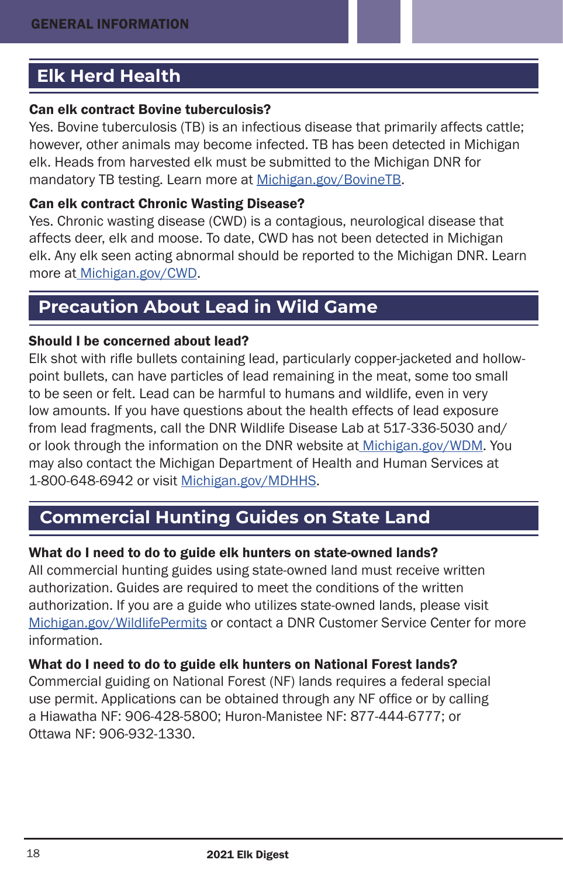## Elk Herd Health

**Can elk contract Bovine tuberculosis?**
Yes. Bovine tuberculosis (TB) is an infectious disease that primarily affects cattle; however, other animals may become infected. TB has been detected in Michigan elk. Heads from harvested elk must be submitted to the Michigan DNR for mandatory TB testing. Learn more at Michigan.gov/BovineTB.

**Can elk contract Chronic Wasting Disease?**
Yes. Chronic wasting disease (CWD) is a contagious, neurological disease that affects deer, elk and moose. To date, CWD has not been detected in Michigan elk. Any elk seen acting abnormal should be reported to the Michigan DNR. Learn more at Michigan.gov/CWD.

## Precaution About Lead in Wild Game

**Should I be concerned about lead?**
Elk shot with rifle bullets containing lead, particularly copper-jacketed and hollow-point bullets, can have particles of lead remaining in the meat, some too small to be seen or felt. Lead can be harmful to humans and wildlife, even in very low amounts. If you have questions about the health effects of lead exposure from lead fragments, call the DNR Wildlife Disease Lab at 517-336-5030 and/or look through the information on the DNR website at Michigan.gov/WDM. You may also contact the Michigan Department of Health and Human Services at 1-800-648-6942 or visit Michigan.gov/MDHHS.

## Commercial Hunting Guides on State Land

**What do I need to do to guide elk hunters on state-owned lands?**
All commercial hunting guides using state-owned land must receive written authorization. Guides are required to meet the conditions of the written authorization. If you are a guide who utilizes state-owned lands, please visit Michigan.gov/WildlifePermits or contact a DNR Customer Service Center for more information.

**What do I need to do to guide elk hunters on National Forest lands?**
Commercial guiding on National Forest (NF) lands requires a federal special use permit. Applications can be obtained through any NF office or by calling a Hiawatha NF: 906-428-5800; Huron-Manistee NF: 877-444-6777; or Ottawa NF: 906-932-1330.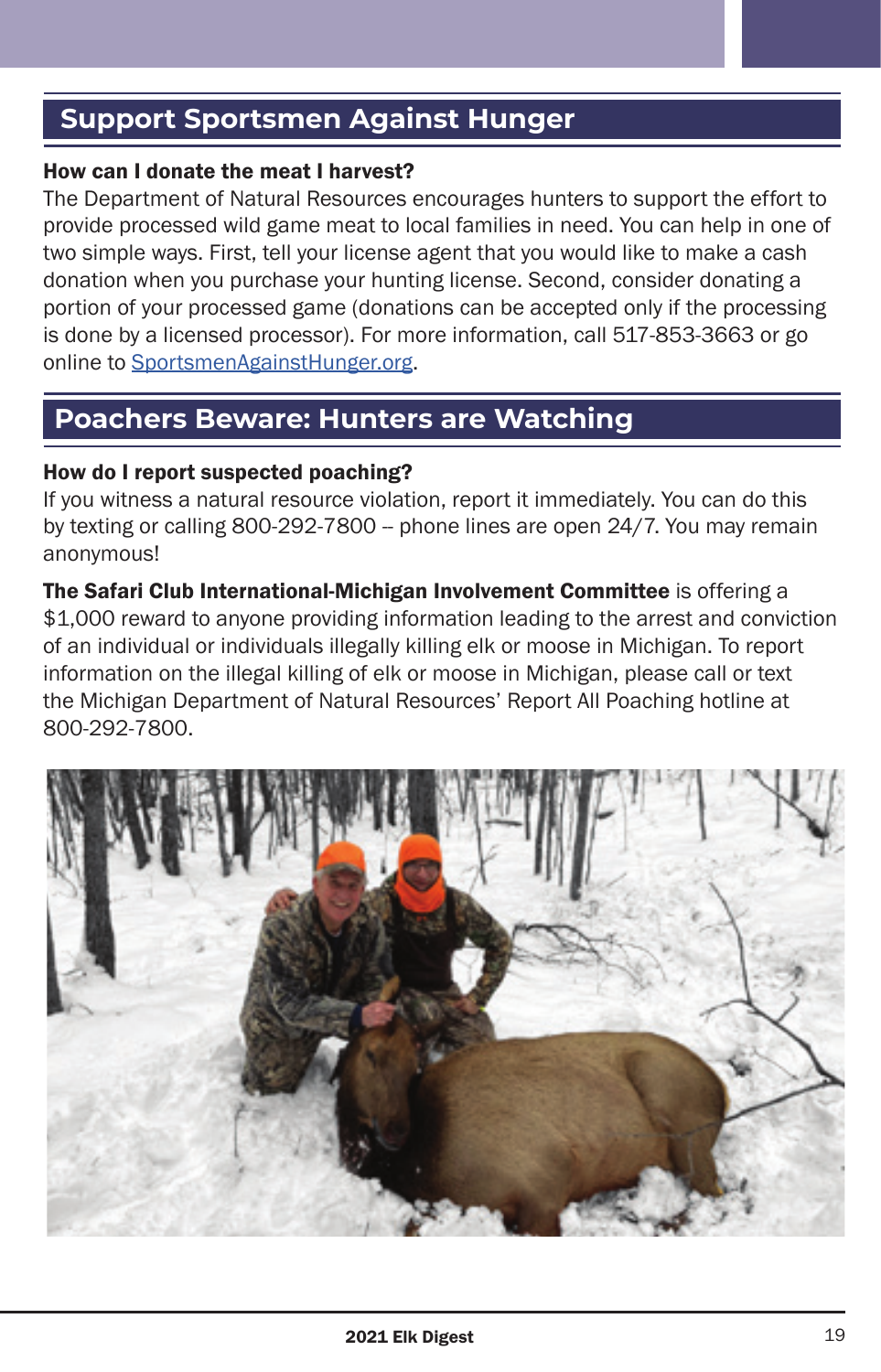## Support Sportsmen Against Hunger

**How can I donate the meat I harvest?**

The Department of Natural Resources encourages hunters to support the effort to provide processed wild game meat to local families in need. You can help in one of two simple ways. First, tell your license agent that you would like to make a cash donation when you purchase your hunting license. Second, consider donating a portion of your processed game (donations can be accepted only if the processing is done by a licensed processor). For more information, call 517-853-3663 or go online to SportsmenAgainstHunger.org.

## Poachers Beware: Hunters are Watching

**How do I report suspected poaching?**

If you witness a natural resource violation, report it immediately. You can do this by texting or calling 800-292-7800 – phone lines are open 24/7. You may remain anonymous!

**The Safari Club International-Michigan Involvement Committee** is offering a $1,000 reward to anyone providing information leading to the arrest and conviction of an individual or individuals illegally killing elk or moose in Michigan. To report information on the illegal killing of elk or moose in Michigan, please call or text the Michigan Department of Natural Resources' Report All Poaching hotline at 800-292-7800.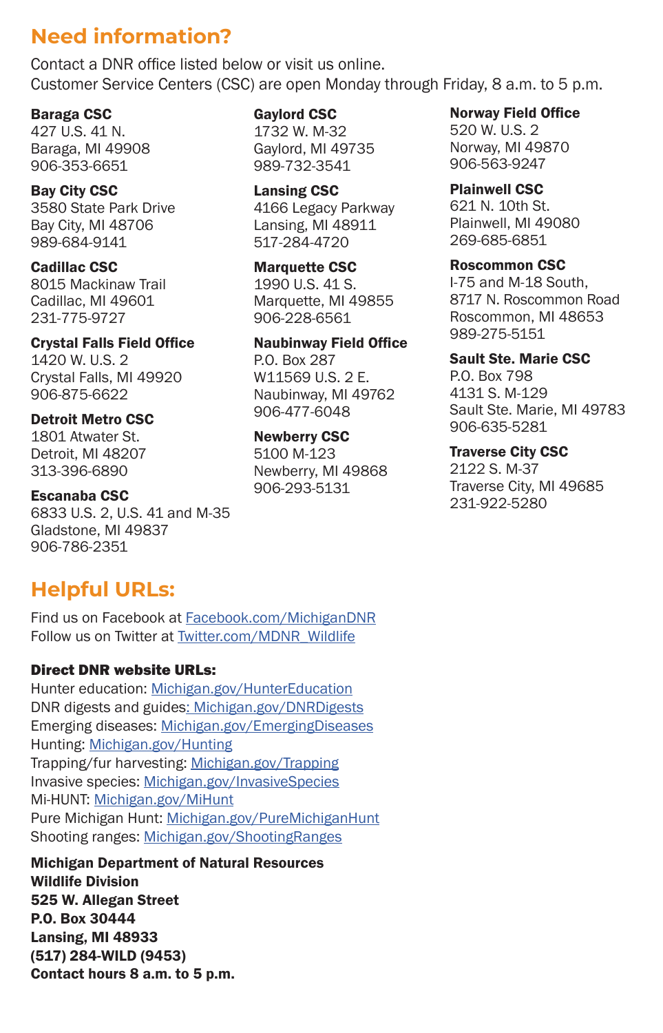## Need information?

Contact a DNR office listed below or visit us online.
Customer Service Centers (CSC) are open Monday through Friday, 8 a.m. to 5 p.m.

**Baraga CSC**
427 U.S. 41 N.
Baraga, MI 49908
906-353-6651

**Bay City CSC**
3580 State Park Drive
Bay City, MI 48706
989-684-9141

**Cadillac CSC**
8015 Mackinaw Trail
Cadillac, MI 49601
231-775-9727

**Crystal Falls Field Office**
1420 W. U.S. 2
Crystal Falls, MI 49920
906-875-6622

**Detroit Metro CSC**
1801 Atwater St.
Detroit, MI 48207
313-396-6890

**Escanaba CSC**
6833 U.S. 2, U.S. 41 and M-35
Gladstone, MI 49837
906-786-2351

**Gaylord CSC**
1732 W. M-32
Gaylord, MI 49735
989-732-3541

**Lansing CSC**
4166 Legacy Parkway
Lansing, MI 48911
517-284-4720

**Marquette CSC**
1990 U.S. 41 S.
Marquette, MI 49855
906-228-6561

**Naubinway Field Office**
P.O. Box 287
W11569 U.S. 2 E.
Naubinway, MI 49762
906-477-6048

**Newberry CSC**
5100 M-123
Newberry, MI 49868
906-293-5131

**Norway Field Office**
520 W. U.S. 2
Norway, MI 49870
906-563-9247

**Plainwell CSC**
621 N. 10th St.
Plainwell, MI 49080
269-685-6851

**Roscommon CSC**
I-75 and M-18 South,
8717 N. Roscommon Road
Roscommon, MI 48653
989-275-5151

**Sault Ste. Marie CSC**
P.O. Box 798
4131 S. M-129
Sault Ste. Marie, MI 49783
906-635-5281

**Traverse City CSC**
2122 S. M-37
Traverse City, MI 49685
231-922-5280

## Helpful URLs:

Find us on Facebook at Facebook.com/MichiganDNR
Follow us on Twitter at Twitter.com/MDNR_Wildlife

**Direct DNR website URLs:**

Hunter education: Michigan.gov/HunterEducation
DNR digests and guides: Michigan.gov/DNRDigests
Emerging diseases: Michigan.gov/EmergingDiseases
Hunting: Michigan.gov/Hunting
Trapping/fur harvesting: Michigan.gov/Trapping
Invasive species: Michigan.gov/InvasiveSpecies
Mi-HUNT: Michigan.gov/MiHunt
Pure Michigan Hunt: Michigan.gov/PureMichiganHunt
Shooting ranges: Michigan.gov/ShootingRanges

**Michigan Department of Natural Resources**
**Wildlife Division**
**525 W. Allegan Street**
**P.O. Box 30444**
**Lansing, MI 48933**
**(517) 284-WILD (9453)**
**Contact hours 8 a.m. to 5 p.m.**